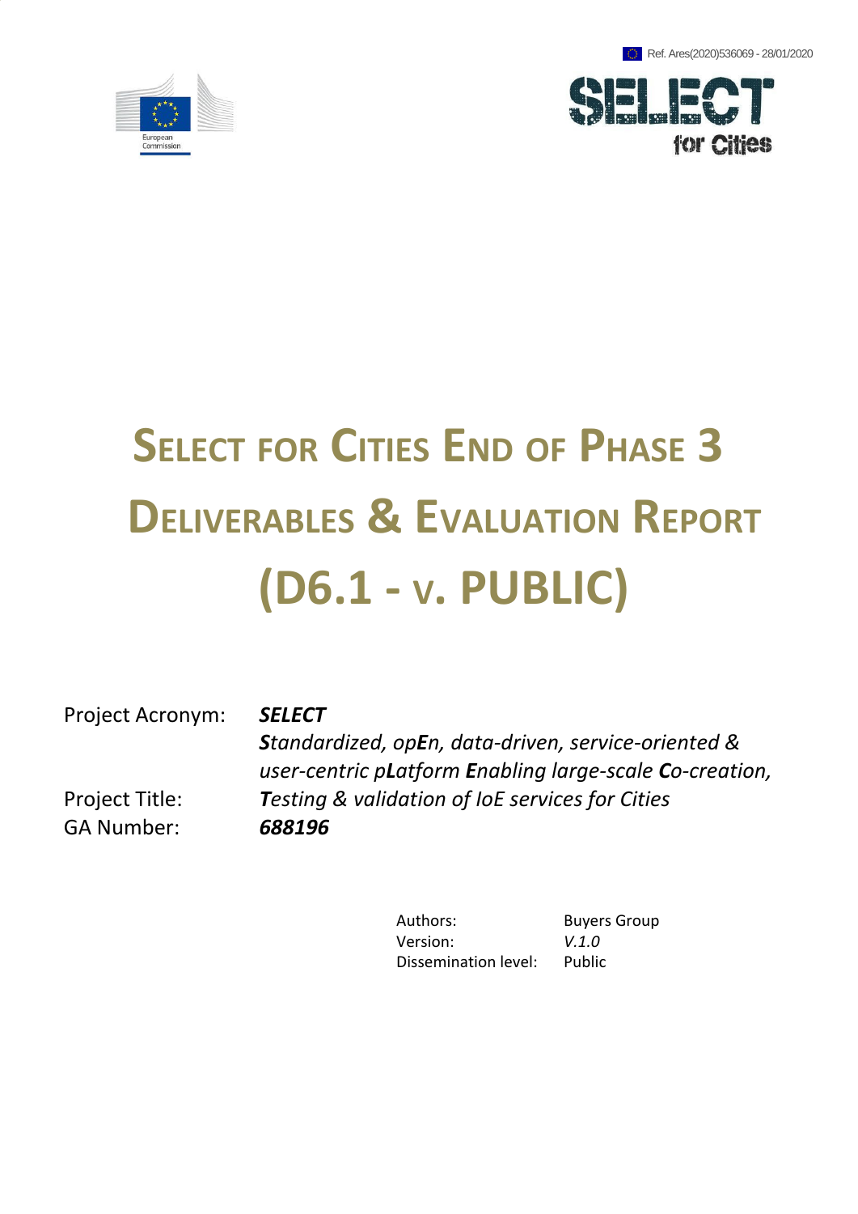Ref. Ares(2020)536069 - 28/01/2020

# SELECT FOR CITIES END OF PHASE 3 DELIVERABLES & EVALUATION REPORT (D6.1 - V. PUBLIC)

| | |
|---|---|
| Project Acronym: | ***SELECT*** |
| Project Title: | ***S****tandardized, op****E****n, data-driven, service-oriented & user-centric p****L****atform* ***E****nabling large-scale* ***C****o-creation,* ***T****esting & validation of IoE services for Cities* |
| GA Number: | ***688196*** |

| | |
|---|---|
| Authors: | Buyers Group |
| Version: | *V.1.0* |
| Dissemination level: | Public |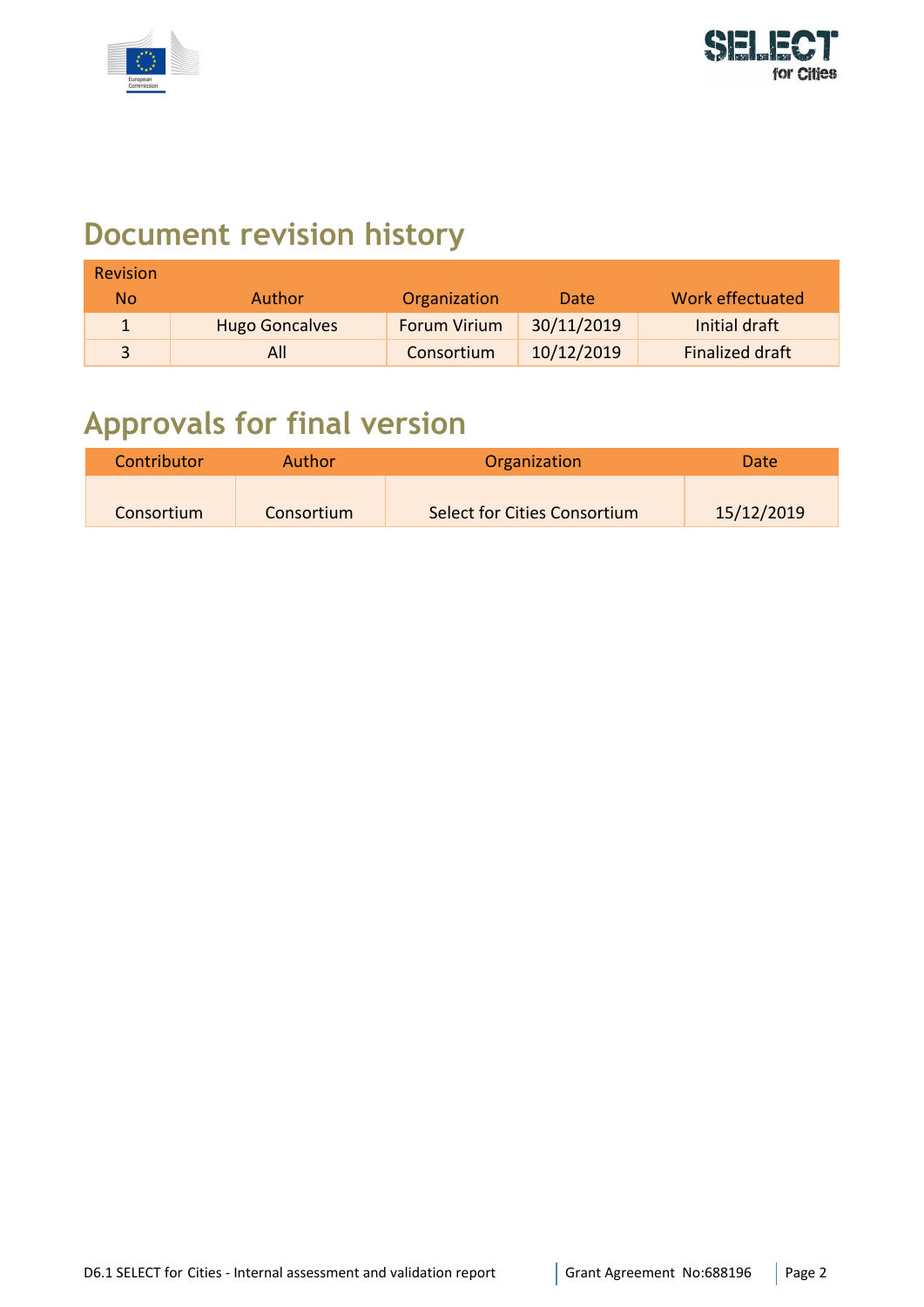# Document revision history

| Revision No | Author | Organization | Date | Work effectuated |
|---|---|---|---|---|
| 1 | Hugo Goncalves | Forum Virium | 30/11/2019 | Initial draft |
| 3 | All | Consortium | 10/12/2019 | Finalized draft |

# Approvals for final version

| Contributor | Author | Organization | Date |
|---|---|---|---|
| Consortium | Consortium | Select for Cities Consortium | 15/12/2019 |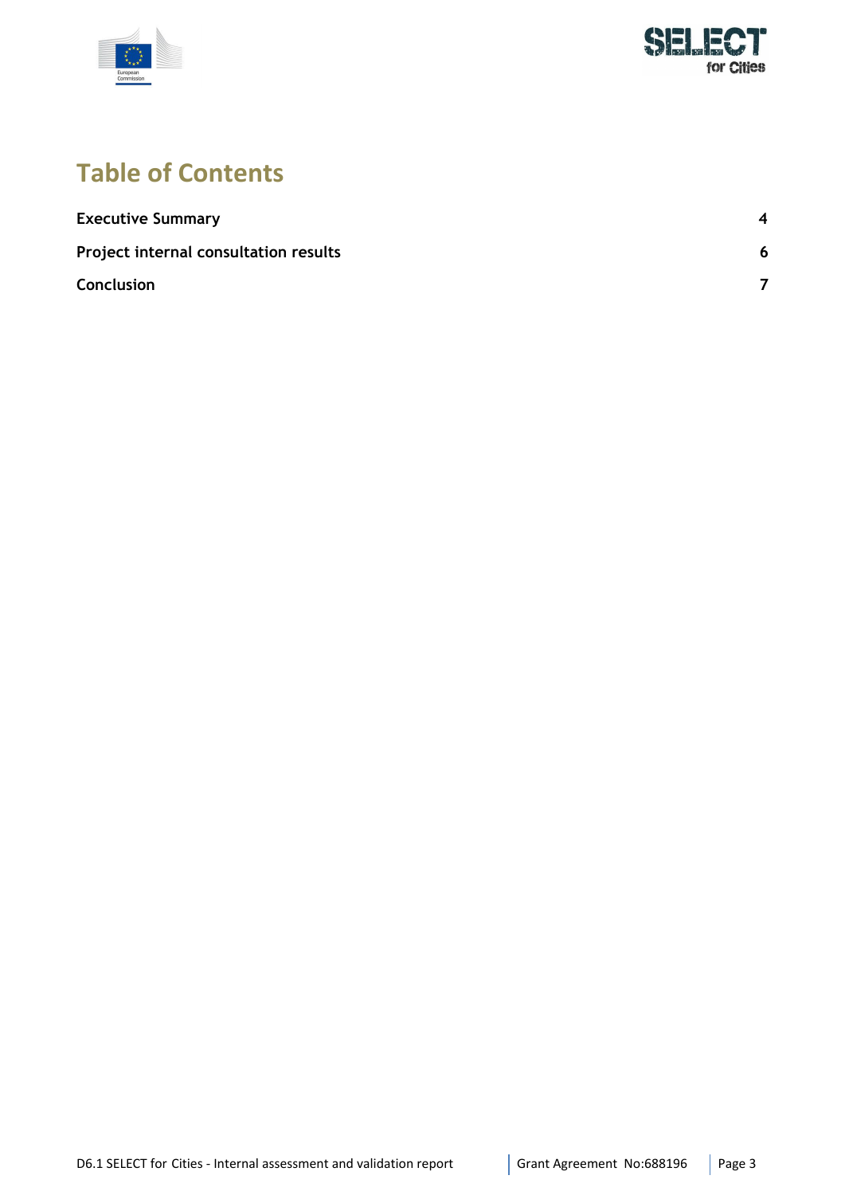# Table of Contents

| | |
|---|---|
| **Executive Summary** | **4** |
| **Project internal consultation results** | **6** |
| **Conclusion** | **7** |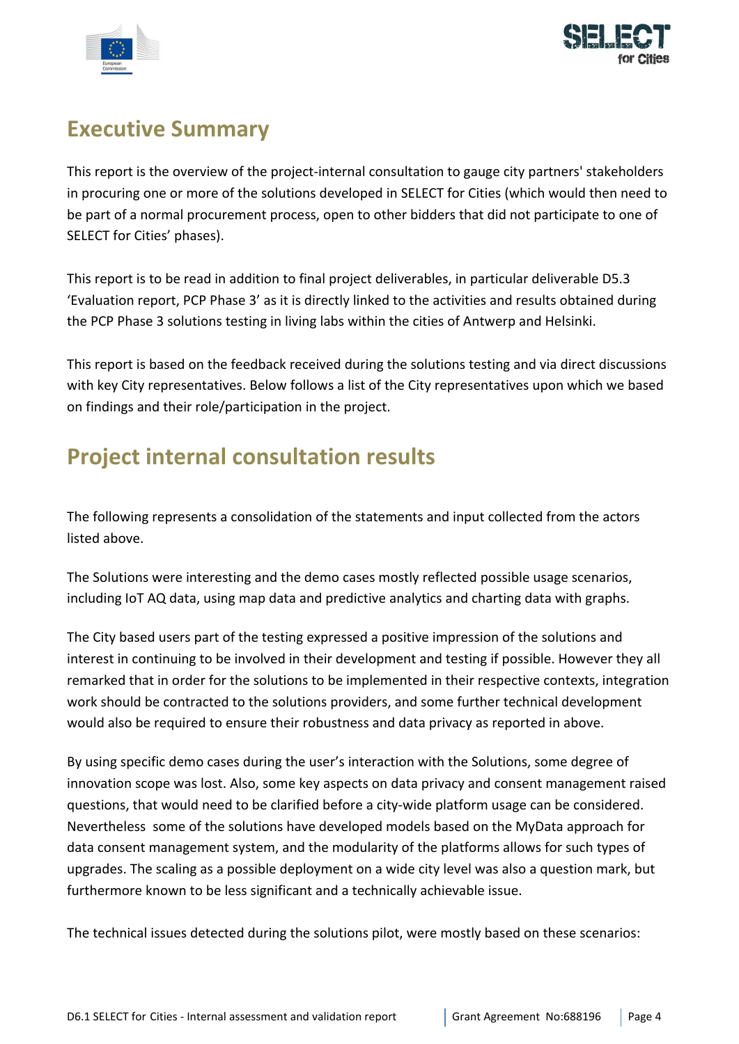# Executive Summary

This report is the overview of the project-internal consultation to gauge city partners' stakeholders in procuring one or more of the solutions developed in SELECT for Cities (which would then need to be part of a normal procurement process, open to other bidders that did not participate to one of SELECT for Cities' phases).

This report is to be read in addition to final project deliverables, in particular deliverable D5.3 'Evaluation report, PCP Phase 3' as it is directly linked to the activities and results obtained during the PCP Phase 3 solutions testing in living labs within the cities of Antwerp and Helsinki.

This report is based on the feedback received during the solutions testing and via direct discussions with key City representatives. Below follows a list of the City representatives upon which we based on findings and their role/participation in the project.

# Project internal consultation results

The following represents a consolidation of the statements and input collected from the actors listed above.

The Solutions were interesting and the demo cases mostly reflected possible usage scenarios, including IoT AQ data, using map data and predictive analytics and charting data with graphs.

The City based users part of the testing expressed a positive impression of the solutions and interest in continuing to be involved in their development and testing if possible. However they all remarked that in order for the solutions to be implemented in their respective contexts, integration work should be contracted to the solutions providers, and some further technical development would also be required to ensure their robustness and data privacy as reported in above.

By using specific demo cases during the user's interaction with the Solutions, some degree of innovation scope was lost. Also, some key aspects on data privacy and consent management raised questions, that would need to be clarified before a city-wide platform usage can be considered. Nevertheless some of the solutions have developed models based on the MyData approach for data consent management system, and the modularity of the platforms allows for such types of upgrades. The scaling as a possible deployment on a wide city level was also a question mark, but furthermore known to be less significant and a technically achievable issue.

The technical issues detected during the solutions pilot, were mostly based on these scenarios: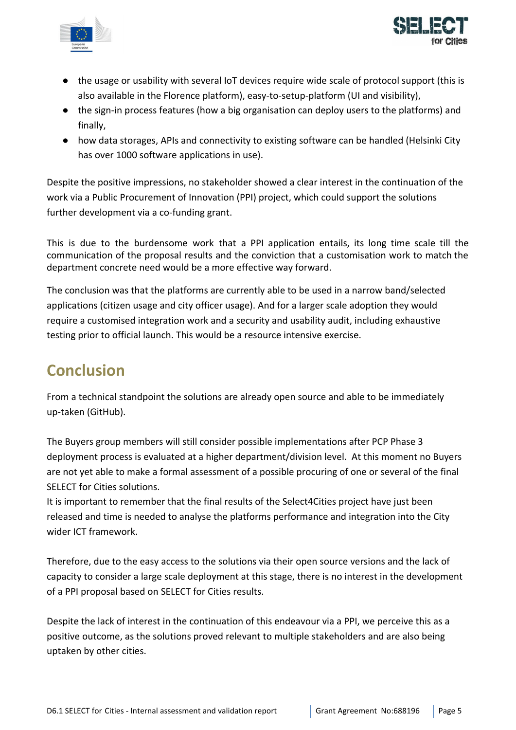- the usage or usability with several IoT devices require wide scale of protocol support (this is also available in the Florence platform), easy-to-setup-platform (UI and visibility),
- the sign-in process features (how a big organisation can deploy users to the platforms) and finally,
- how data storages, APIs and connectivity to existing software can be handled (Helsinki City has over 1000 software applications in use).

Despite the positive impressions, no stakeholder showed a clear interest in the continuation of the work via a Public Procurement of Innovation (PPI) project, which could support the solutions further development via a co-funding grant.

This is due to the burdensome work that a PPI application entails, its long time scale till the communication of the proposal results and the conviction that a customisation work to match the department concrete need would be a more effective way forward.

The conclusion was that the platforms are currently able to be used in a narrow band/selected applications (citizen usage and city officer usage). And for a larger scale adoption they would require a customised integration work and a security and usability audit, including exhaustive testing prior to official launch. This would be a resource intensive exercise.

## Conclusion

From a technical standpoint the solutions are already open source and able to be immediately up-taken (GitHub).

The Buyers group members will still consider possible implementations after PCP Phase 3 deployment process is evaluated at a higher department/division level. At this moment no Buyers are not yet able to make a formal assessment of a possible procuring of one or several of the final SELECT for Cities solutions.
It is important to remember that the final results of the Select4Cities project have just been released and time is needed to analyse the platforms performance and integration into the City wider ICT framework.

Therefore, due to the easy access to the solutions via their open source versions and the lack of capacity to consider a large scale deployment at this stage, there is no interest in the development of a PPI proposal based on SELECT for Cities results.

Despite the lack of interest in the continuation of this endeavour via a PPI, we perceive this as a positive outcome, as the solutions proved relevant to multiple stakeholders and are also being uptaken by other cities.